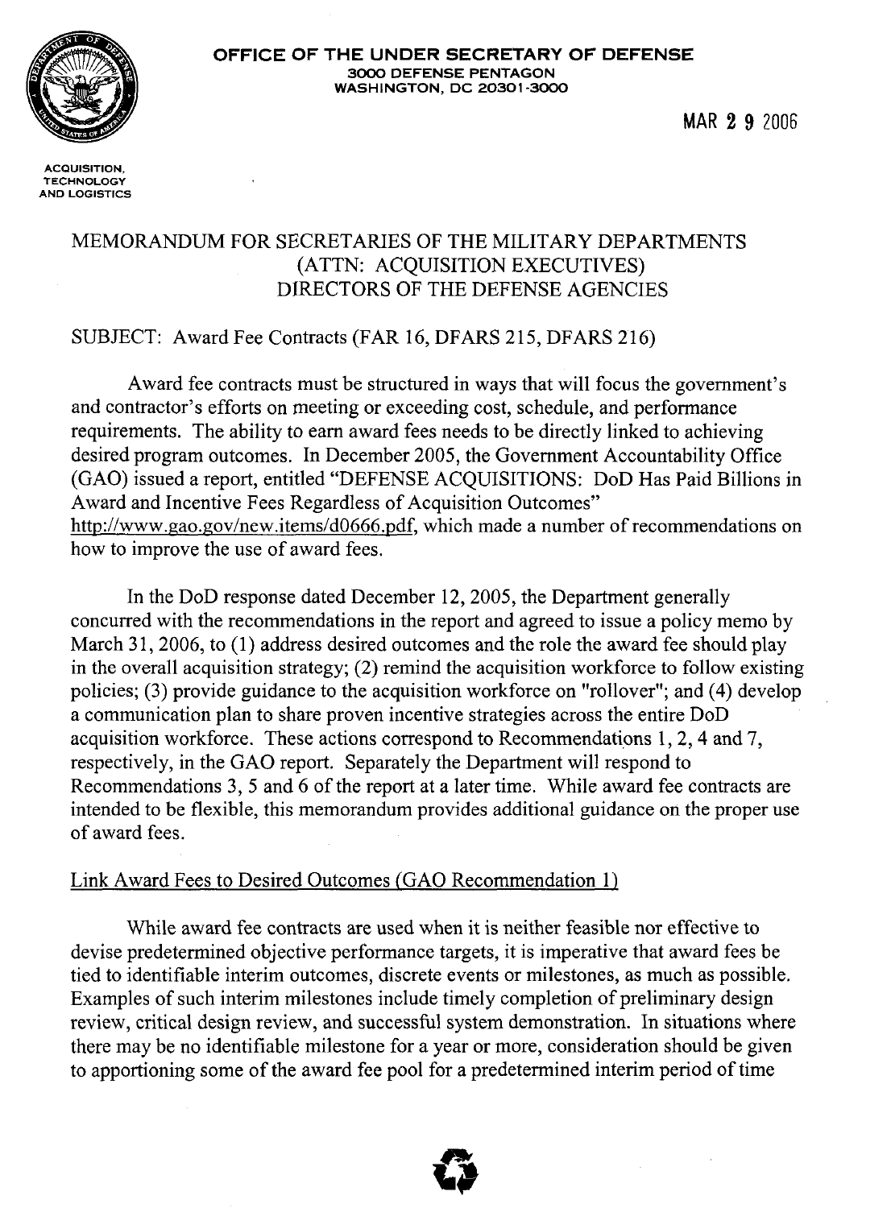**OFFICE OF THE UNDER SECRETARY OF DEFENSE**
3000 DEFENSE PENTAGON
WASHINGTON, DC 20301-3000

ACQUISITION, TECHNOLOGY AND LOGISTICS

MAR 29 2006

MEMORANDUM FOR SECRETARIES OF THE MILITARY DEPARTMENTS
(ATTN: ACQUISITION EXECUTIVES)
DIRECTORS OF THE DEFENSE AGENCIES

SUBJECT: Award Fee Contracts (FAR 16, DFARS 215, DFARS 216)

Award fee contracts must be structured in ways that will focus the government's and contractor's efforts on meeting or exceeding cost, schedule, and performance requirements. The ability to earn award fees needs to be directly linked to achieving desired program outcomes. In December 2005, the Government Accountability Office (GAO) issued a report, entitled "DEFENSE ACQUISITIONS: DoD Has Paid Billions in Award and Incentive Fees Regardless of Acquisition Outcomes" http://www.gao.gov/new.items/d0666.pdf, which made a number of recommendations on how to improve the use of award fees.

In the DoD response dated December 12, 2005, the Department generally concurred with the recommendations in the report and agreed to issue a policy memo by March 31, 2006, to (1) address desired outcomes and the role the award fee should play in the overall acquisition strategy; (2) remind the acquisition workforce to follow existing policies; (3) provide guidance to the acquisition workforce on "rollover"; and (4) develop a communication plan to share proven incentive strategies across the entire DoD acquisition workforce. These actions correspond to Recommendations 1, 2, 4 and 7, respectively, in the GAO report. Separately the Department will respond to Recommendations 3, 5 and 6 of the report at a later time. While award fee contracts are intended to be flexible, this memorandum provides additional guidance on the proper use of award fees.

Link Award Fees to Desired Outcomes (GAO Recommendation 1)

While award fee contracts are used when it is neither feasible nor effective to devise predetermined objective performance targets, it is imperative that award fees be tied to identifiable interim outcomes, discrete events or milestones, as much as possible. Examples of such interim milestones include timely completion of preliminary design review, critical design review, and successful system demonstration. In situations where there may be no identifiable milestone for a year or more, consideration should be given to apportioning some of the award fee pool for a predetermined interim period of time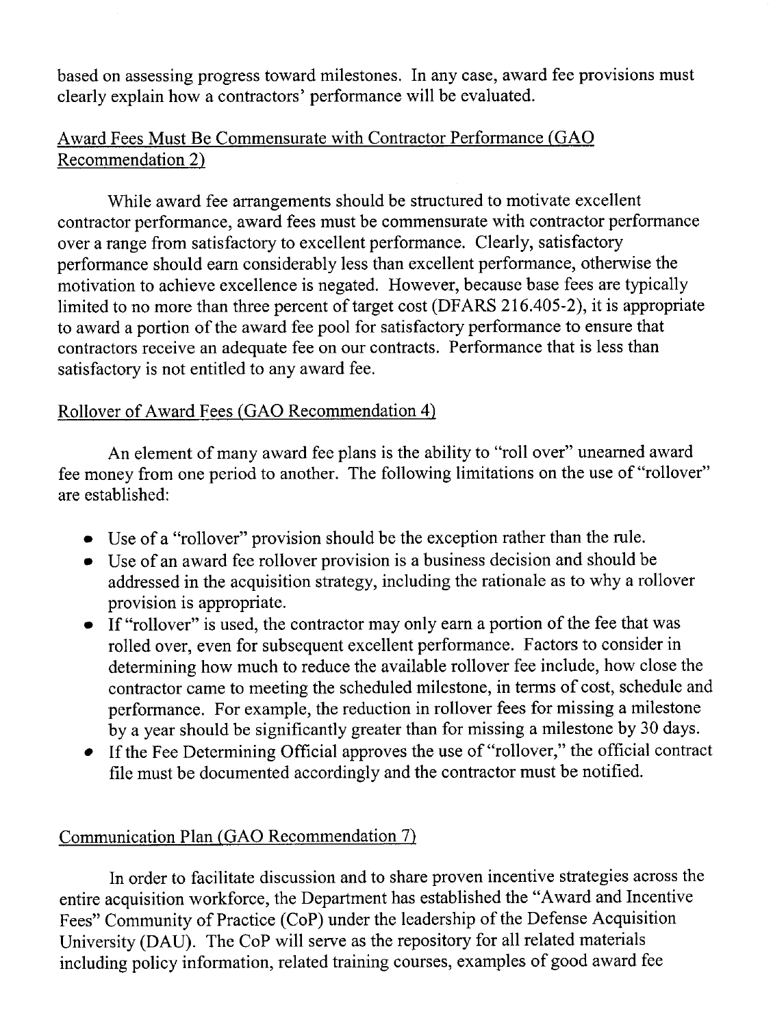based on assessing progress toward milestones. In any case, award fee provisions must clearly explain how a contractors' performance will be evaluated.

## Award Fees Must Be Commensurate with Contractor Performance (GAO Recommendation 2)

While award fee arrangements should be structured to motivate excellent contractor performance, award fees must be commensurate with contractor performance over a range from satisfactory to excellent performance. Clearly, satisfactory performance should earn considerably less than excellent performance, otherwise the motivation to achieve excellence is negated. However, because base fees are typically limited to no more than three percent of target cost (DFARS 216.405-2), it is appropriate to award a portion of the award fee pool for satisfactory performance to ensure that contractors receive an adequate fee on our contracts. Performance that is less than satisfactory is not entitled to any award fee.

## Rollover of Award Fees (GAO Recommendation 4)

An element of many award fee plans is the ability to "roll over" unearned award fee money from one period to another. The following limitations on the use of "rollover" are established:

- Use of a "rollover" provision should be the exception rather than the rule.
- Use of an award fee rollover provision is a business decision and should be addressed in the acquisition strategy, including the rationale as to why a rollover provision is appropriate.
- If "rollover" is used, the contractor may only earn a portion of the fee that was rolled over, even for subsequent excellent performance. Factors to consider in determining how much to reduce the available rollover fee include, how close the contractor came to meeting the scheduled milestone, in terms of cost, schedule and performance. For example, the reduction in rollover fees for missing a milestone by a year should be significantly greater than for missing a milestone by 30 days.
- If the Fee Determining Official approves the use of "rollover," the official contract file must be documented accordingly and the contractor must be notified.

## Communication Plan (GAO Recommendation 7)

In order to facilitate discussion and to share proven incentive strategies across the entire acquisition workforce, the Department has established the "Award and Incentive Fees" Community of Practice (CoP) under the leadership of the Defense Acquisition University (DAU). The CoP will serve as the repository for all related materials including policy information, related training courses, examples of good award fee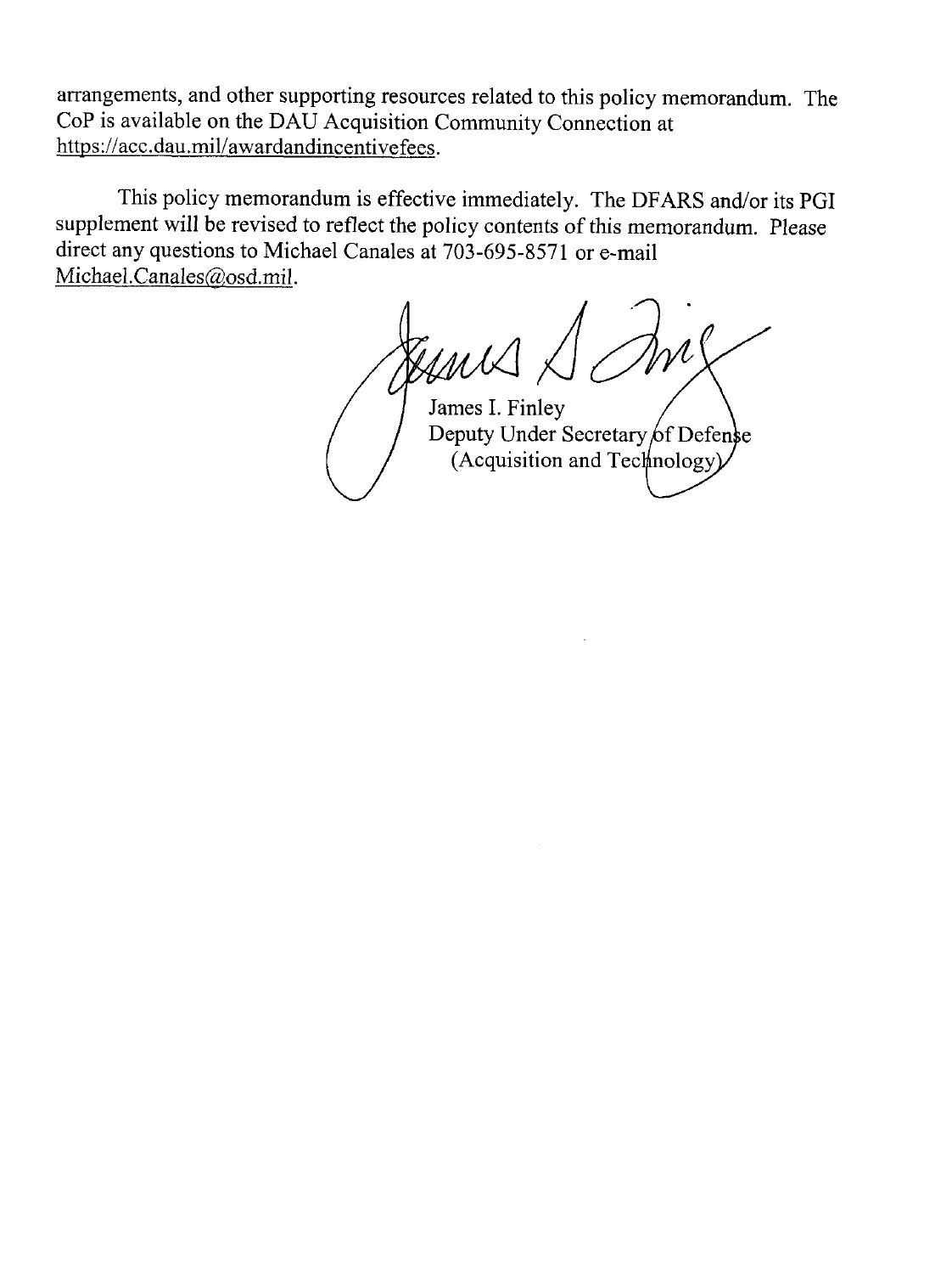arrangements, and other supporting resources related to this policy memorandum. The CoP is available on the DAU Acquisition Community Connection at https://acc.dau.mil/awardandincentivefees.

This policy memorandum is effective immediately. The DFARS and/or its PGI supplement will be revised to reflect the policy contents of this memorandum. Please direct any questions to Michael Canales at 703-695-8571 or e-mail Michael.Canales@osd.mil.

James I. Finley
Deputy Under Secretary of Defense
(Acquisition and Technology)